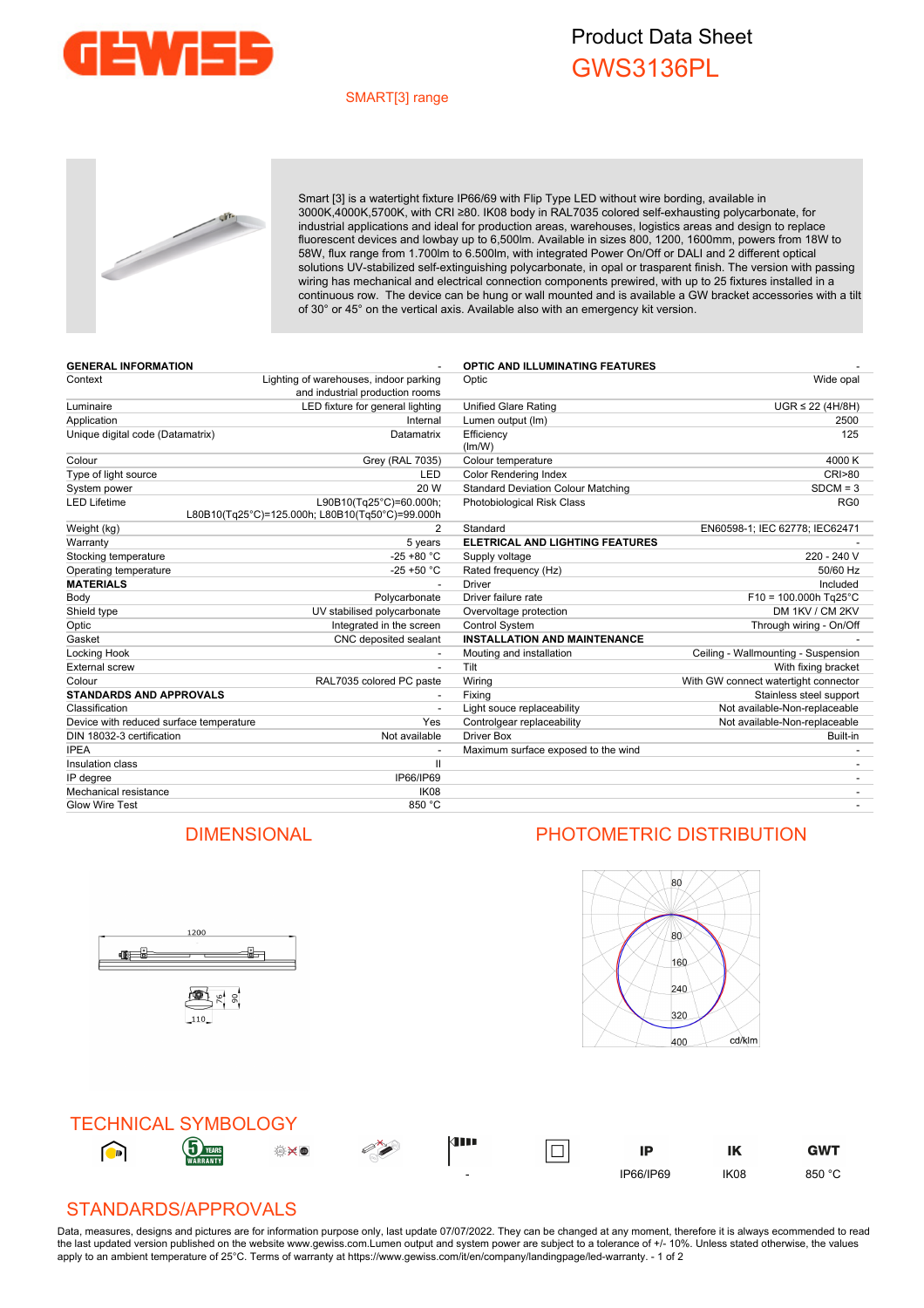# Product Data Sheet
## GWS3136PL

SMART[3] range

Smart [3] is a watertight fixture IP66/69 with Flip Type LED without wire bording, available in 3000K,4000K,5700K, with CRI ≥80. IK08 body in RAL7035 colored self-exhausting polycarbonate, for industrial applications and ideal for production areas, warehouses, logistics areas and design to replace fluorescent devices and lowbay up to 6,500lm. Available in sizes 800, 1200, 1600mm, powers from 18W to 58W, flux range from 1.700lm to 6.500lm, with integrated Power On/Off or DALI and 2 different optical solutions UV-stabilized self-extinguishing polycarbonate, in opal or trasparent finish. The version with passing wiring has mechanical and electrical connection components prewired, with up to 25 fixtures installed in a continuous row. The device can be hung or wall mounted and is available a GW bracket accessories with a tilt of 30° or 45° on the vertical axis. Available also with an emergency kit version.

| GENERAL INFORMATION | - |
|---|---|
| Context | Lighting of warehouses, indoor parking and industrial production rooms |
| Luminaire | LED fixture for general lighting |
| Application | Internal |
| Unique digital code (Datamatrix) | Datamatrix |
| Colour | Grey (RAL 7035) |
| Type of light source | LED |
| System power | 20 W |
| LED Lifetime | L90B10(Tq25°C)=60.000h; L80B10(Tq25°C)=125.000h; L80B10(Tq50°C)=99.000h |
| Weight (kg) | 2 |
| Warranty | 5 years |
| Stocking temperature | -25 +80 °C |
| Operating temperature | -25 +50 °C |
| **MATERIALS** | - |
| Body | Polycarbonate |
| Shield type | UV stabilised polycarbonate |
| Optic | Integrated in the screen |
| Gasket | CNC deposited sealant |
| Locking Hook | - |
| External screw | - |
| Colour | RAL7035 colored PC paste |
| **STANDARDS AND APPROVALS** | - |
| Classification | - |
| Device with reduced surface temperature | Yes |
| DIN 18032-3 certification | Not available |
| IPEA | - |
| Insulation class | II |
| IP degree | IP66/IP69 |
| Mechanical resistance | IK08 |
| Glow Wire Test | 850 °C |

| OPTIC AND ILLUMINATING FEATURES | - |
|---|---|
| Optic | Wide opal |
| Unified Glare Rating | UGR ≤ 22 (4H/8H) |
| Lumen output (lm) | 2500 |
| Efficiency (lm/W) | 125 |
| Colour temperature | 4000 K |
| Color Rendering Index | CRI>80 |
| Standard Deviation Colour Matching | SDCM = 3 |
| Photobiological Risk Class | RG0 |
| Standard | EN60598-1; IEC 62778; IEC62471 |
| **ELETRICAL AND LIGHTING FEATURES** | - |
| Supply voltage | 220 - 240 V |
| Rated frequency (Hz) | 50/60 Hz |
| Driver | Included |
| Driver failure rate | F10 = 100.000h Tq25°C |
| Overvoltage protection | DM 1KV / CM 2KV |
| Control System | Through wiring - On/Off |
| **INSTALLATION AND MAINTENANCE** | - |
| Mouting and installation | Ceiling - Wallmounting - Suspension |
| Tilt | With fixing bracket |
| Wiring | With GW connect watertight connector |
| Fixing | Stainless steel support |
| Light souce replaceability | Not available-Non-replaceable |
| Controlgear replaceability | Not available-Non-replaceable |
| Driver Box | Built-in |
| Maximum surface exposed to the wind | - |
| | - |
| | - |
| | - |
| | - |

## DIMENSIONAL

1200

76 | 90

110

## PHOTOMETRIC DISTRIBUTION

80 | 80 | 160 | 240 | 320 | 400 | cd/klm

## TECHNICAL SYMBOLOGY

| | | | | | | IP | IK | GWT |
|---|---|---|---|---|---|---|---|---|
| | | | | - | | IP66/IP69 | IK08 | 850 °C |

## STANDARDS/APPROVALS

Data, measures, designs and pictures are for information purpose only, last update 07/07/2022. They can be changed at any moment, therefore it is always ecommended to read the last updated version published on the website www.gewiss.com.Lumen output and system power are subject to a tolerance of +/- 10%. Unless stated otherwise, the values apply to an ambient temperature of 25°C. Terms of warranty at https://www.gewiss.com/it/en/company/landingpage/led-warranty.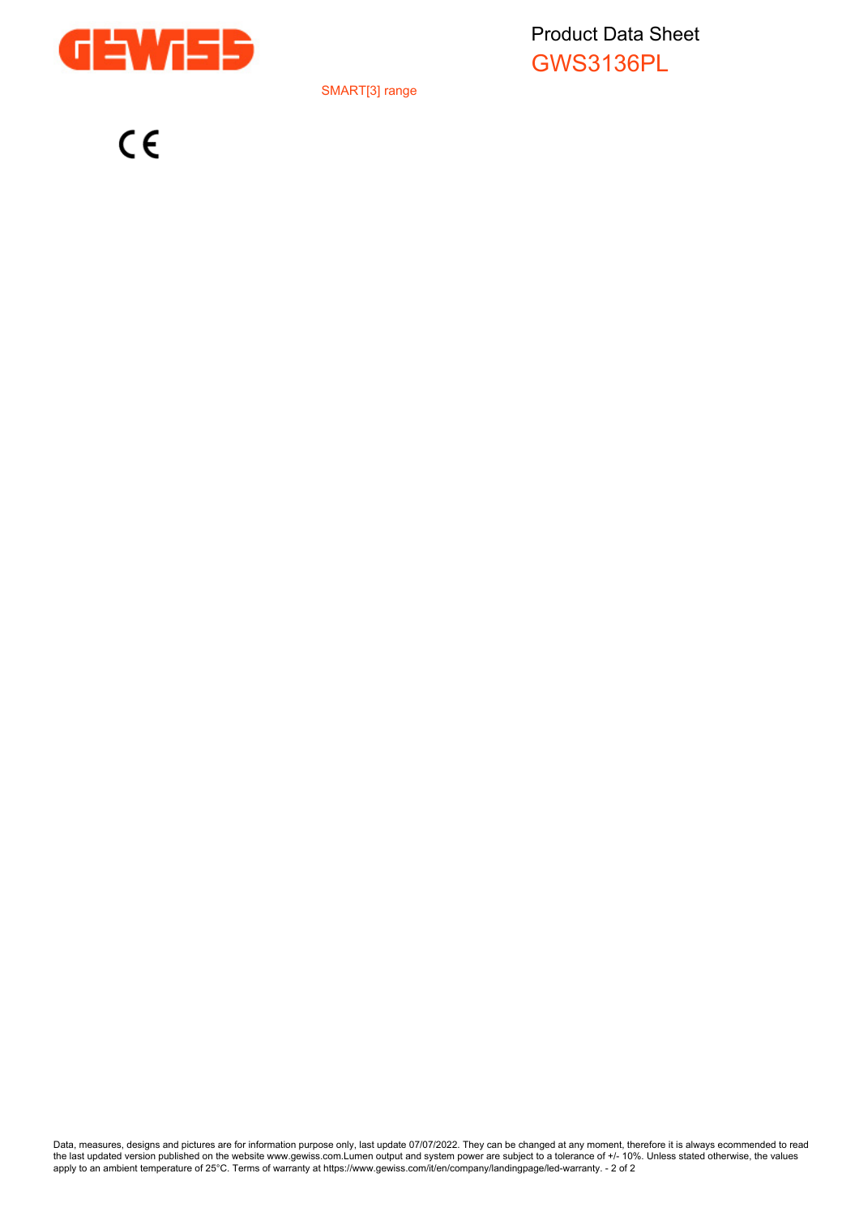CE